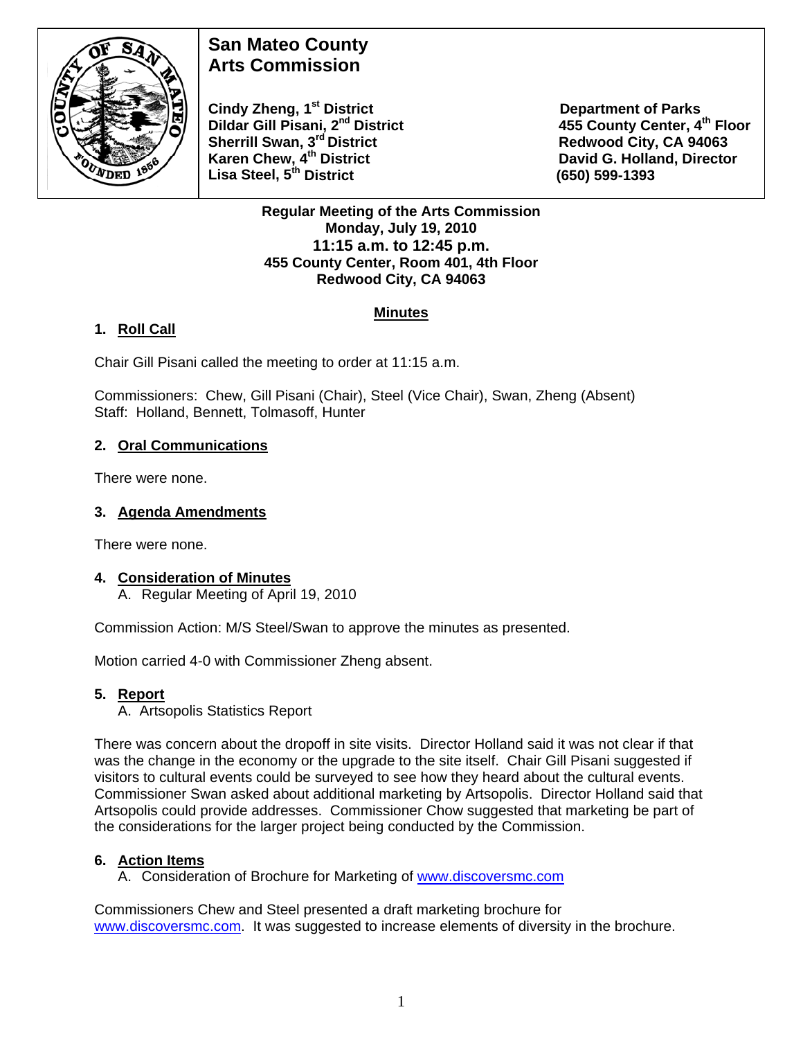# San Mateo County Arts Commission

**Cindy Zheng, 1st District**
**Dildar Gill Pisani, 2nd District**
**Sherrill Swan, 3rd District**
**Karen Chew, 4th District**
**Lisa Steel, 5th District**

**Department of Parks**
**455 County Center, 4th Floor**
**Redwood City, CA 94063**
**David G. Holland, Director**
**(650) 599-1393**

**Regular Meeting of the Arts Commission**
**Monday, July 19, 2010**
**11:15 a.m. to 12:45 p.m.**
**455 County Center, Room 401, 4th Floor**
**Redwood City, CA 94063**

## Minutes

### 1. Roll Call

Chair Gill Pisani called the meeting to order at 11:15 a.m.

Commissioners: Chew, Gill Pisani (Chair), Steel (Vice Chair), Swan, Zheng (Absent)
Staff: Holland, Bennett, Tolmasoff, Hunter

### 2. Oral Communications

There were none.

### 3. Agenda Amendments

There were none.

### 4. Consideration of Minutes

A. Regular Meeting of April 19, 2010

Commission Action: M/S Steel/Swan to approve the minutes as presented.

Motion carried 4-0 with Commissioner Zheng absent.

### 5. Report

A. Artsopolis Statistics Report

There was concern about the dropoff in site visits. Director Holland said it was not clear if that was the change in the economy or the upgrade to the site itself. Chair Gill Pisani suggested if visitors to cultural events could be surveyed to see how they heard about the cultural events. Commissioner Swan asked about additional marketing by Artsopolis. Director Holland said that Artsopolis could provide addresses. Commissioner Chow suggested that marketing be part of the considerations for the larger project being conducted by the Commission.

### 6. Action Items

A. Consideration of Brochure for Marketing of www.discoversmc.com

Commissioners Chew and Steel presented a draft marketing brochure for www.discoversmc.com. It was suggested to increase elements of diversity in the brochure.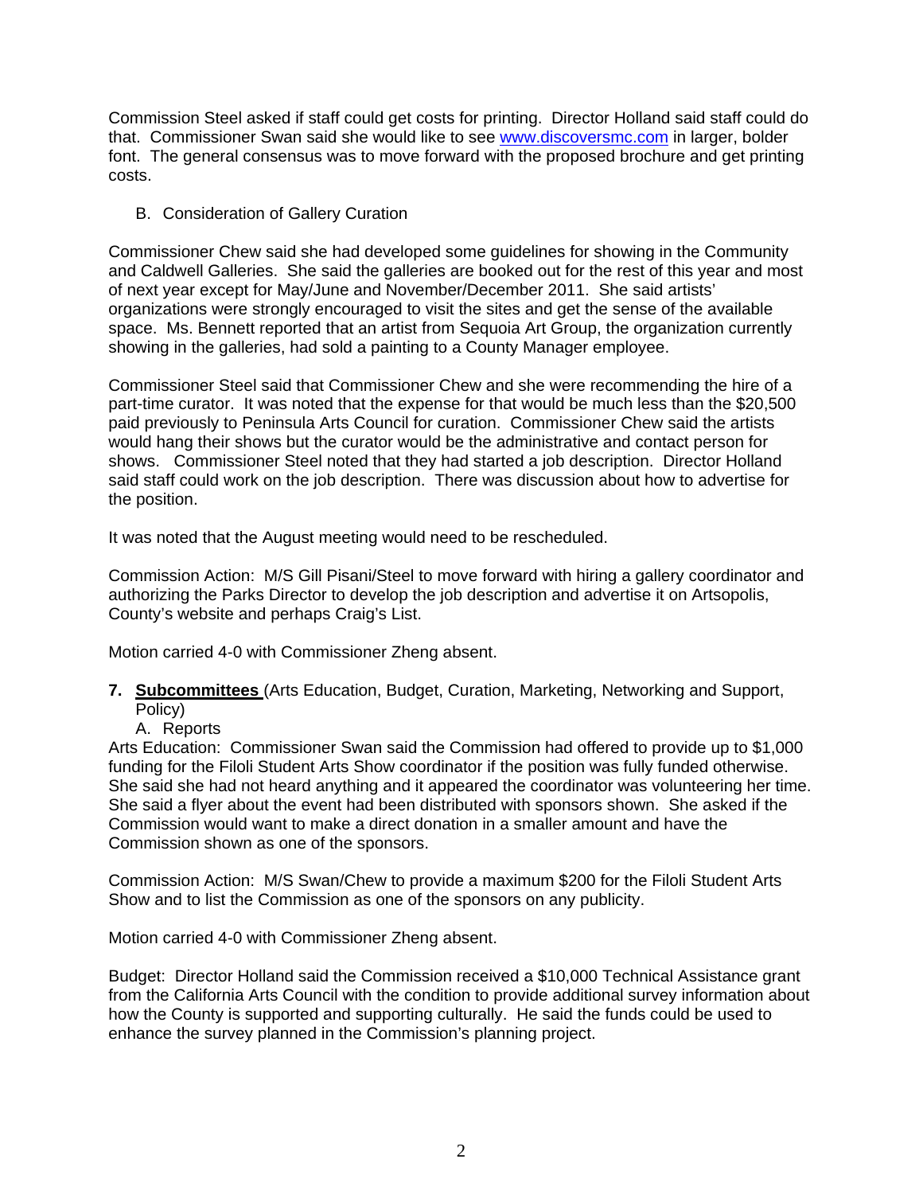Commission Steel asked if staff could get costs for printing. Director Holland said staff could do that. Commissioner Swan said she would like to see www.discoversmc.com in larger, bolder font. The general consensus was to move forward with the proposed brochure and get printing costs.

B. Consideration of Gallery Curation

Commissioner Chew said she had developed some guidelines for showing in the Community and Caldwell Galleries. She said the galleries are booked out for the rest of this year and most of next year except for May/June and November/December 2011. She said artists' organizations were strongly encouraged to visit the sites and get the sense of the available space. Ms. Bennett reported that an artist from Sequoia Art Group, the organization currently showing in the galleries, had sold a painting to a County Manager employee.

Commissioner Steel said that Commissioner Chew and she were recommending the hire of a part-time curator. It was noted that the expense for that would be much less than the $20,500 paid previously to Peninsula Arts Council for curation. Commissioner Chew said the artists would hang their shows but the curator would be the administrative and contact person for shows. Commissioner Steel noted that they had started a job description. Director Holland said staff could work on the job description. There was discussion about how to advertise for the position.

It was noted that the August meeting would need to be rescheduled.

Commission Action: M/S Gill Pisani/Steel to move forward with hiring a gallery coordinator and authorizing the Parks Director to develop the job description and advertise it on Artsopolis, County's website and perhaps Craig's List.

Motion carried 4-0 with Commissioner Zheng absent.

**7. <u>Subcommittees</u>** (Arts Education, Budget, Curation, Marketing, Networking and Support, Policy)

A. Reports

Arts Education: Commissioner Swan said the Commission had offered to provide up to $1,000 funding for the Filoli Student Arts Show coordinator if the position was fully funded otherwise. She said she had not heard anything and it appeared the coordinator was volunteering her time. She said a flyer about the event had been distributed with sponsors shown. She asked if the Commission would want to make a direct donation in a smaller amount and have the Commission shown as one of the sponsors.

Commission Action: M/S Swan/Chew to provide a maximum $200 for the Filoli Student Arts Show and to list the Commission as one of the sponsors on any publicity.

Motion carried 4-0 with Commissioner Zheng absent.

Budget: Director Holland said the Commission received a $10,000 Technical Assistance grant from the California Arts Council with the condition to provide additional survey information about how the County is supported and supporting culturally. He said the funds could be used to enhance the survey planned in the Commission's planning project.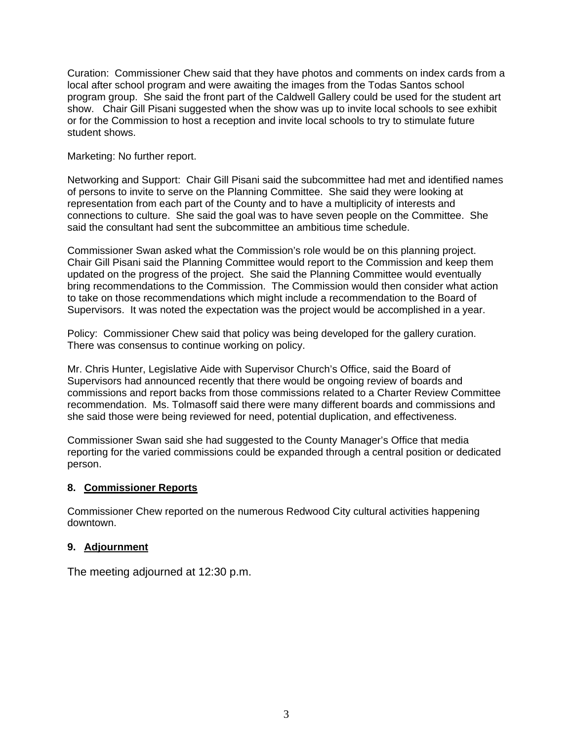Curation: Commissioner Chew said that they have photos and comments on index cards from a local after school program and were awaiting the images from the Todas Santos school program group. She said the front part of the Caldwell Gallery could be used for the student art show. Chair Gill Pisani suggested when the show was up to invite local schools to see exhibit or for the Commission to host a reception and invite local schools to try to stimulate future student shows.

Marketing: No further report.

Networking and Support: Chair Gill Pisani said the subcommittee had met and identified names of persons to invite to serve on the Planning Committee. She said they were looking at representation from each part of the County and to have a multiplicity of interests and connections to culture. She said the goal was to have seven people on the Committee. She said the consultant had sent the subcommittee an ambitious time schedule.

Commissioner Swan asked what the Commission's role would be on this planning project. Chair Gill Pisani said the Planning Committee would report to the Commission and keep them updated on the progress of the project. She said the Planning Committee would eventually bring recommendations to the Commission. The Commission would then consider what action to take on those recommendations which might include a recommendation to the Board of Supervisors. It was noted the expectation was the project would be accomplished in a year.

Policy: Commissioner Chew said that policy was being developed for the gallery curation. There was consensus to continue working on policy.

Mr. Chris Hunter, Legislative Aide with Supervisor Church's Office, said the Board of Supervisors had announced recently that there would be ongoing review of boards and commissions and report backs from those commissions related to a Charter Review Committee recommendation. Ms. Tolmasoff said there were many different boards and commissions and she said those were being reviewed for need, potential duplication, and effectiveness.

Commissioner Swan said she had suggested to the County Manager's Office that media reporting for the varied commissions could be expanded through a central position or dedicated person.

**8. Commissioner Reports**

Commissioner Chew reported on the numerous Redwood City cultural activities happening downtown.

**9. Adjournment**

The meeting adjourned at 12:30 p.m.